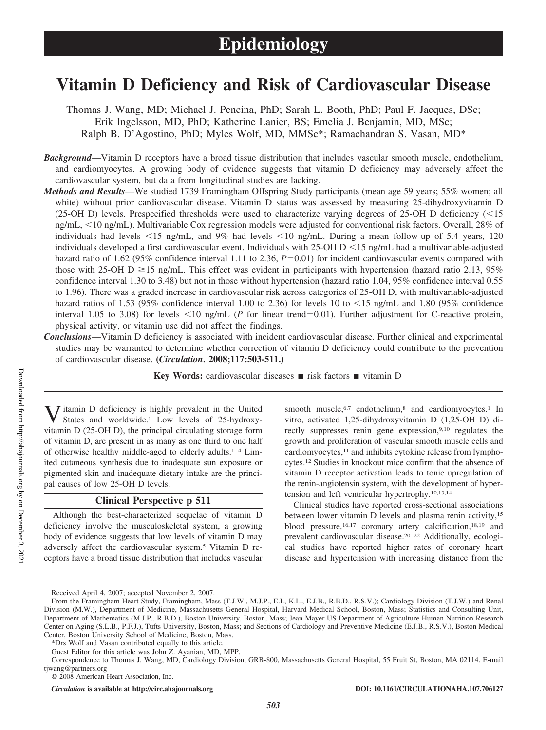# Epidemiology

# Vitamin D Deficiency and Risk of Cardiovascular Disease

Thomas J. Wang, MD; Michael J. Pencina, PhD; Sarah L. Booth, PhD; Paul F. Jacques, DSc; Erik Ingelsson, MD, PhD; Katherine Lanier, BS; Emelia J. Benjamin, MD, MSc; Ralph B. D'Agostino, PhD; Myles Wolf, MD, MMSc*; Ramachandran S. Vasan, MD*

***Background*****—**Vitamin D receptors have a broad tissue distribution that includes vascular smooth muscle, endothelium, and cardiomyocytes. A growing body of evidence suggests that vitamin D deficiency may adversely affect the cardiovascular system, but data from longitudinal studies are lacking.

***Methods and Results*****—**We studied 1739 Framingham Offspring Study participants (mean age 59 years; 55% women; all white) without prior cardiovascular disease. Vitamin D status was assessed by measuring 25-dihydroxyvitamin D (25-OH D) levels. Prespecified thresholds were used to characterize varying degrees of 25-OH D deficiency (<15 ng/mL, <10 ng/mL). Multivariable Cox regression models were adjusted for conventional risk factors. Overall, 28% of individuals had levels <15 ng/mL, and 9% had levels <10 ng/mL. During a mean follow-up of 5.4 years, 120 individuals developed a first cardiovascular event. Individuals with 25-OH D <15 ng/mL had a multivariable-adjusted hazard ratio of 1.62 (95% confidence interval 1.11 to 2.36, $P=0.01$) for incident cardiovascular events compared with those with 25-OH D ≥15 ng/mL. This effect was evident in participants with hypertension (hazard ratio 2.13, 95% confidence interval 1.30 to 3.48) but not in those without hypertension (hazard ratio 1.04, 95% confidence interval 0.55 to 1.96). There was a graded increase in cardiovascular risk across categories of 25-OH D, with multivariable-adjusted hazard ratios of 1.53 (95% confidence interval 1.00 to 2.36) for levels 10 to <15 ng/mL and 1.80 (95% confidence interval 1.05 to 3.08) for levels <10 ng/mL ($P$ for linear trend=0.01). Further adjustment for C-reactive protein, physical activity, or vitamin use did not affect the findings.

***Conclusions*****—**Vitamin D deficiency is associated with incident cardiovascular disease. Further clinical and experimental studies may be warranted to determine whether correction of vitamin D deficiency could contribute to the prevention of cardiovascular disease. **(*Circulation*. 2008;117:503-511.)**

**Key Words:** cardiovascular diseases ■ risk factors ■ vitamin D

Vitamin D deficiency is highly prevalent in the United States and worldwide.[1] Low levels of 25-hydroxyvitamin D (25-OH D), the principal circulating storage form of vitamin D, are present in as many as one third to one half of otherwise healthy middle-aged to elderly adults.[1–4] Limited cutaneous synthesis due to inadequate sun exposure or pigmented skin and inadequate dietary intake are the principal causes of low 25-OH D levels.

## Clinical Perspective p 511

Although the best-characterized sequelae of vitamin D deficiency involve the musculoskeletal system, a growing body of evidence suggests that low levels of vitamin D may adversely affect the cardiovascular system.[5] Vitamin D receptors have a broad tissue distribution that includes vascular smooth muscle,[6,7] endothelium,[8] and cardiomyocytes.[1] In vitro, activated 1,25-dihydroxyvitamin D (1,25-OH D) directly suppresses renin gene expression,[9,10] regulates the growth and proliferation of vascular smooth muscle cells and cardiomyocytes,[11] and inhibits cytokine release from lymphocytes.[12] Studies in knockout mice confirm that the absence of vitamin D receptor activation leads to tonic upregulation of the renin-angiotensin system, with the development of hypertension and left ventricular hypertrophy.[10,13,14]

Clinical studies have reported cross-sectional associations between lower vitamin D levels and plasma renin activity,[15] blood pressure,[16,17] coronary artery calcification,[18,19] and prevalent cardiovascular disease.[20–22] Additionally, ecological studies have reported higher rates of coronary heart disease and hypertension with increasing distance from the

Received April 4, 2007; accepted November 2, 2007.

From the Framingham Heart Study, Framingham, Mass (T.J.W., M.J.P., E.I., K.L., E.J.B., R.B.D., R.S.V.); Cardiology Division (T.J.W.) and Renal Division (M.W.), Department of Medicine, Massachusetts General Hospital, Harvard Medical School, Boston, Mass; Statistics and Consulting Unit, Department of Mathematics (M.J.P., R.B.D.), Boston University, Boston, Mass; Jean Mayer US Department of Agriculture Human Nutrition Research Center on Aging (S.L.B., P.F.J.), Tufts University, Boston, Mass; and Sections of Cardiology and Preventive Medicine (E.J.B., R.S.V.), Boston Medical Center, Boston University School of Medicine, Boston, Mass.

*Drs Wolf and Vasan contributed equally to this article.

Guest Editor for this article was John Z. Ayanian, MD, MPP.

Correspondence to Thomas J. Wang, MD, Cardiology Division, GRB-800, Massachusetts General Hospital, 55 Fruit St, Boston, MA 02114. E-mail tjwang@partners.org

© 2008 American Heart Association, Inc.

*Circulation* **is available at http://circ.ahajournals.org** DOI: 10.1161/CIRCULATIONAHA.107.706127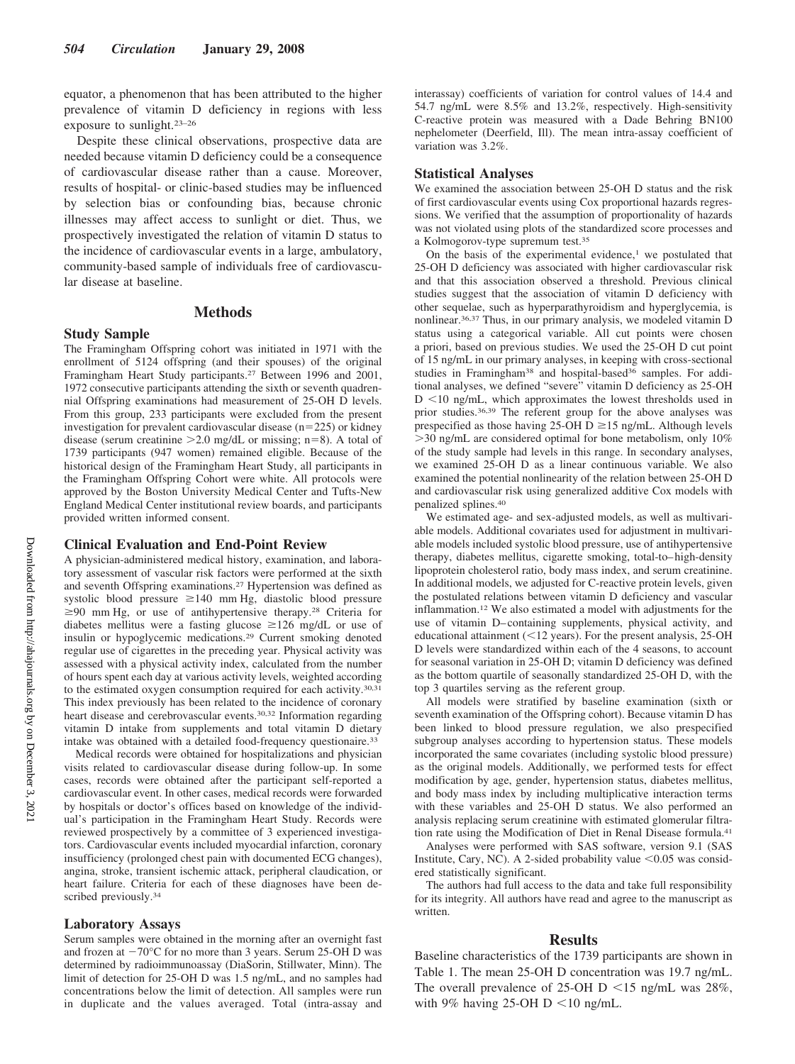equator, a phenomenon that has been attributed to the higher prevalence of vitamin D deficiency in regions with less exposure to sunlight.[23–26]

Despite these clinical observations, prospective data are needed because vitamin D deficiency could be a consequence of cardiovascular disease rather than a cause. Moreover, results of hospital- or clinic-based studies may be influenced by selection bias or confounding bias, because chronic illnesses may affect access to sunlight or diet. Thus, we prospectively investigated the relation of vitamin D status to the incidence of cardiovascular events in a large, ambulatory, community-based sample of individuals free of cardiovascular disease at baseline.

## Methods

### Study Sample

The Framingham Offspring cohort was initiated in 1971 with the enrollment of 5124 offspring (and their spouses) of the original Framingham Heart Study participants.[27] Between 1996 and 2001, 1972 consecutive participants attending the sixth or seventh quadrennial Offspring examinations had measurement of 25-OH D levels. From this group, 233 participants were excluded from the present investigation for prevalent cardiovascular disease (n=225) or kidney disease (serum creatinine >2.0 mg/dL or missing; n=8). A total of 1739 participants (947 women) remained eligible. Because of the historical design of the Framingham Heart Study, all participants in the Framingham Offspring Cohort were white. All protocols were approved by the Boston University Medical Center and Tufts-New England Medical Center institutional review boards, and participants provided written informed consent.

### Clinical Evaluation and End-Point Review

A physician-administered medical history, examination, and laboratory assessment of vascular risk factors were performed at the sixth and seventh Offspring examinations.[27] Hypertension was defined as systolic blood pressure ≥140 mm Hg, diastolic blood pressure ≥90 mm Hg, or use of antihypertensive therapy.[28] Criteria for diabetes mellitus were a fasting glucose ≥126 mg/dL or use of insulin or hypoglycemic medications.[29] Current smoking denoted regular use of cigarettes in the preceding year. Physical activity was assessed with a physical activity index, calculated from the number of hours spent each day at various activity levels, weighted according to the estimated oxygen consumption required for each activity.[30,31] This index previously has been related to the incidence of coronary heart disease and cerebrovascular events.[30,32] Information regarding vitamin D intake from supplements and total vitamin D dietary intake was obtained with a detailed food-frequency questionnaire.[33]

Medical records were obtained for hospitalizations and physician visits related to cardiovascular disease during follow-up. In some cases, records were obtained after the participant self-reported a cardiovascular event. In other cases, medical records were forwarded by hospitals or doctor's offices based on knowledge of the individual's participation in the Framingham Heart Study. Records were reviewed prospectively by a committee of 3 experienced investigators. Cardiovascular events included myocardial infarction, coronary insufficiency (prolonged chest pain with documented ECG changes), angina, stroke, transient ischemic attack, peripheral claudication, or heart failure. Criteria for each of these diagnoses have been described previously.[34]

### Laboratory Assays

Serum samples were obtained in the morning after an overnight fast and frozen at −70°C for no more than 3 years. Serum 25-OH D was determined by radioimmunoassay (DiaSorin, Stillwater, Minn). The limit of detection for 25-OH D was 1.5 ng/mL, and no samples had concentrations below the limit of detection. All samples were run in duplicate and the values averaged. Total (intra-assay and interassay) coefficients of variation for control values of 14.4 and 54.7 ng/mL were 8.5% and 13.2%, respectively. High-sensitivity C-reactive protein was measured with a Dade Behring BN100 nephelometer (Deerfield, Ill). The mean intra-assay coefficient of variation was 3.2%.

### Statistical Analyses

We examined the association between 25-OH D status and the risk of first cardiovascular events using Cox proportional hazards regressions. We verified that the assumption of proportionality of hazards was not violated using plots of the standardized score processes and a Kolmogorov-type supremum test.[35]

On the basis of the experimental evidence,[1] we postulated that 25-OH D deficiency was associated with higher cardiovascular risk and that this association observed a threshold. Previous clinical studies suggest that the association of vitamin D deficiency with other sequelae, such as hyperparathyroidism and hyperglycemia, is nonlinear.[36,37] Thus, in our primary analysis, we modeled vitamin D status using a categorical variable. All cut points were chosen a priori, based on previous studies. We used the 25-OH D cut point of 15 ng/mL in our primary analyses, in keeping with cross-sectional studies in Framingham[38] and hospital-based[36] samples. For additional analyses, we defined "severe" vitamin D deficiency as 25-OH D <10 ng/mL, which approximates the lowest thresholds used in prior studies.[36,39] The referent group for the above analyses was prespecified as those having 25-OH D ≥15 ng/mL. Although levels >30 ng/mL are considered optimal for bone metabolism, only 10% of the study sample had levels in this range. In secondary analyses, we examined 25-OH D as a linear continuous variable. We also examined the potential nonlinearity of the relation between 25-OH D and cardiovascular risk using generalized additive Cox models with penalized splines.[40]

We estimated age- and sex-adjusted models, as well as multivariable models. Additional covariates used for adjustment in multivariable models included systolic blood pressure, use of antihypertensive therapy, diabetes mellitus, cigarette smoking, total-to–high-density lipoprotein cholesterol ratio, body mass index, and serum creatinine. In additional models, we adjusted for C-reactive protein levels, given the postulated relations between vitamin D deficiency and vascular inflammation.[12] We also estimated a model with adjustments for the use of vitamin D–containing supplements, physical activity, and educational attainment (<12 years). For the present analysis, 25-OH D levels were standardized within each of the 4 seasons, to account for seasonal variation in 25-OH D; vitamin D deficiency was defined as the bottom quartile of seasonally standardized 25-OH D, with the top 3 quartiles serving as the referent group.

All models were stratified by baseline examination (sixth or seventh examination of the Offspring cohort). Because vitamin D has been linked to blood pressure regulation, we also prespecified subgroup analyses according to hypertension status. These models incorporated the same covariates (including systolic blood pressure) as the original models. Additionally, we performed tests for effect modification by age, gender, hypertension status, diabetes mellitus, and body mass index by including multiplicative interaction terms with these variables and 25-OH D status. We also performed an analysis replacing serum creatinine with estimated glomerular filtration rate using the Modification of Diet in Renal Disease formula.[41]

Analyses were performed with SAS software, version 9.1 (SAS Institute, Cary, NC). A 2-sided probability value <0.05 was considered statistically significant.

The authors had full access to the data and take full responsibility for its integrity. All authors have read and agree to the manuscript as written.

## Results

Baseline characteristics of the 1739 participants are shown in Table 1. The mean 25-OH D concentration was 19.7 ng/mL. The overall prevalence of 25-OH D <15 ng/mL was 28%, with 9% having 25-OH D <10 ng/mL.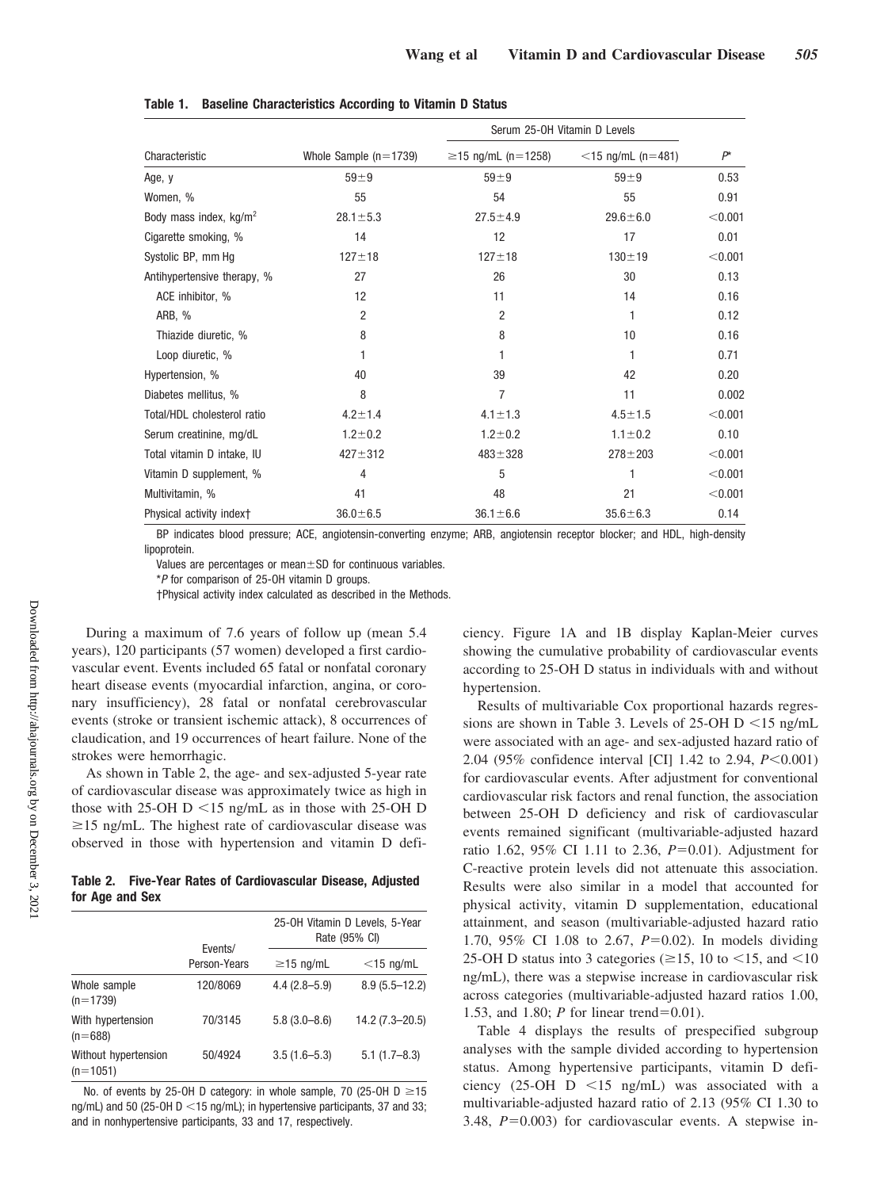**Table 1. Baseline Characteristics According to Vitamin D Status**

| Characteristic | Whole Sample (n=1739) | Serum 25-OH Vitamin D Levels | | $P$* |
|---|---|---|---|---|
| | | ≥15 ng/mL (n=1258) | <15 ng/mL (n=481) | |
| Age, y | 59±9 | 59±9 | 59±9 | 0.53 |
| Women, % | 55 | 54 | 55 | 0.91 |
| Body mass index, kg/m$^2$ | 28.1±5.3 | 27.5±4.9 | 29.6±6.0 | <0.001 |
| Cigarette smoking, % | 14 | 12 | 17 | 0.01 |
| Systolic BP, mm Hg | 127±18 | 127±18 | 130±19 | <0.001 |
| Antihypertensive therapy, % | 27 | 26 | 30 | 0.13 |
| ACE inhibitor, % | 12 | 11 | 14 | 0.16 |
| ARB, % | 2 | 2 | 1 | 0.12 |
| Thiazide diuretic, % | 8 | 8 | 10 | 0.16 |
| Loop diuretic, % | 1 | 1 | 1 | 0.71 |
| Hypertension, % | 40 | 39 | 42 | 0.20 |
| Diabetes mellitus, % | 8 | 7 | 11 | 0.002 |
| Total/HDL cholesterol ratio | 4.2±1.4 | 4.1±1.3 | 4.5±1.5 | <0.001 |
| Serum creatinine, mg/dL | 1.2±0.2 | 1.2±0.2 | 1.1±0.2 | 0.10 |
| Total vitamin D intake, IU | 427±312 | 483±328 | 278±203 | <0.001 |
| Vitamin D supplement, % | 4 | 5 | 1 | <0.001 |
| Multivitamin, % | 41 | 48 | 21 | <0.001 |
| Physical activity index† | 36.0±6.5 | 36.1±6.6 | 35.6±6.3 | 0.14 |

BP indicates blood pressure; ACE, angiotensin-converting enzyme; ARB, angiotensin receptor blocker; and HDL, high-density lipoprotein.

Values are percentages or mean±SD for continuous variables.

*$P$ for comparison of 25-OH vitamin D groups.

†Physical activity index calculated as described in the Methods.

During a maximum of 7.6 years of follow up (mean 5.4 years), 120 participants (57 women) developed a first cardiovascular event. Events included 65 fatal or nonfatal coronary heart disease events (myocardial infarction, angina, or coronary insufficiency), 28 fatal or nonfatal cerebrovascular events (stroke or transient ischemic attack), 8 occurrences of claudication, and 19 occurrences of heart failure. None of the strokes were hemorrhagic.

As shown in Table 2, the age- and sex-adjusted 5-year rate of cardiovascular disease was approximately twice as high in those with 25-OH D <15 ng/mL as in those with 25-OH D ≥15 ng/mL. The highest rate of cardiovascular disease was observed in those with hypertension and vitamin D deficiency. Figure 1A and 1B display Kaplan-Meier curves showing the cumulative probability of cardiovascular events according to 25-OH D status in individuals with and without hypertension.

**Table 2. Five-Year Rates of Cardiovascular Disease, Adjusted for Age and Sex**

| | Events/ Person-Years | 25-OH Vitamin D Levels, 5-Year Rate (95% CI) | |
|---|---|---|---|
| | | ≥15 ng/mL | <15 ng/mL |
| Whole sample (n=1739) | 120/8069 | 4.4 (2.8–5.9) | 8.9 (5.5–12.2) |
| With hypertension (n=688) | 70/3145 | 5.8 (3.0–8.6) | 14.2 (7.3–20.5) |
| Without hypertension (n=1051) | 50/4924 | 3.5 (1.6–5.3) | 5.1 (1.7–8.3) |

No. of events by 25-OH D category: in whole sample, 70 (25-OH D ≥15 ng/mL) and 50 (25-OH D <15 ng/mL); in hypertensive participants, 37 and 33; and in nonhypertensive participants, 33 and 17, respectively.

Results of multivariable Cox proportional hazards regressions are shown in Table 3. Levels of 25-OH D <15 ng/mL were associated with an age- and sex-adjusted hazard ratio of 2.04 (95% confidence interval [CI] 1.42 to 2.94, $P$<0.001) for cardiovascular events. After adjustment for conventional cardiovascular risk factors and renal function, the association between 25-OH D deficiency and risk of cardiovascular events remained significant (multivariable-adjusted hazard ratio 1.62, 95% CI 1.11 to 2.36, $P$=0.01). Adjustment for C-reactive protein levels did not attenuate this association. Results were also similar in a model that accounted for physical activity, vitamin D supplementation, educational attainment, and season (multivariable-adjusted hazard ratio 1.70, 95% CI 1.08 to 2.67, $P$=0.02). In models dividing 25-OH D status into 3 categories (≥15, 10 to <15, and <10 ng/mL), there was a stepwise increase in cardiovascular risk across categories (multivariable-adjusted hazard ratios 1.00, 1.53, and 1.80; $P$ for linear trend=0.01).

Table 4 displays the results of prespecified subgroup analyses with the sample divided according to hypertension status. Among hypertensive participants, vitamin D deficiency (25-OH D <15 ng/mL) was associated with a multivariable-adjusted hazard ratio of 2.13 (95% CI 1.30 to 3.48, $P$=0.003) for cardiovascular events. A stepwise in-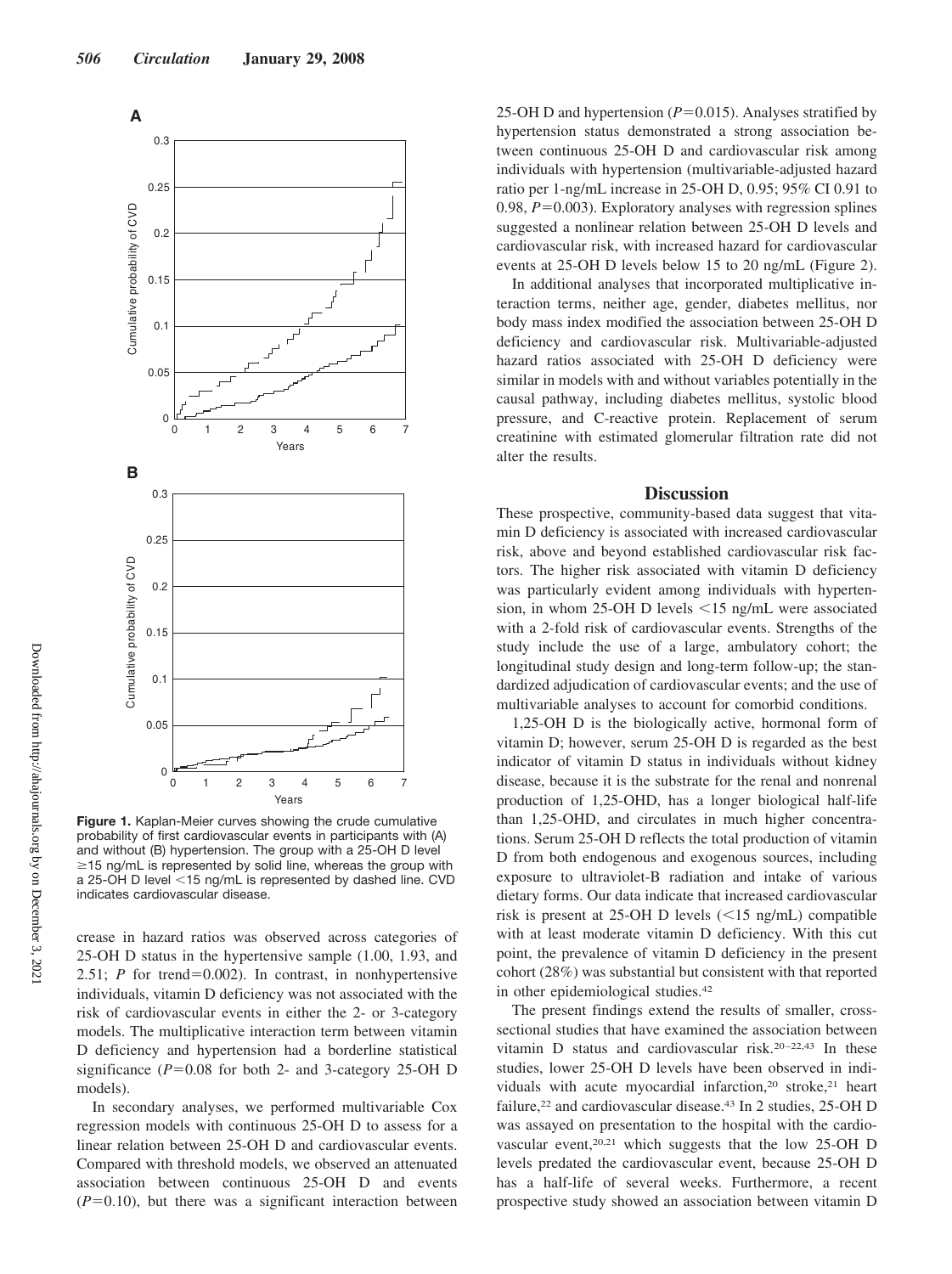**Figure 1.** Kaplan-Meier curves showing the crude cumulative probability of first cardiovascular events in participants with (A) and without (B) hypertension. The group with a 25-OH D level ≥15 ng/mL is represented by solid line, whereas the group with a 25-OH D level <15 ng/mL is represented by dashed line. CVD indicates cardiovascular disease.

crease in hazard ratios was observed across categories of 25-OH D status in the hypertensive sample (1.00, 1.93, and 2.51; $P$ for trend=0.002). In contrast, in nonhypertensive individuals, vitamin D deficiency was not associated with the risk of cardiovascular events in either the 2- or 3-category models. The multiplicative interaction term between vitamin D deficiency and hypertension had a borderline statistical significance ($P$=0.08 for both 2- and 3-category 25-OH D models).

In secondary analyses, we performed multivariable Cox regression models with continuous 25-OH D to assess for a linear relation between 25-OH D and cardiovascular events. Compared with threshold models, we observed an attenuated association between continuous 25-OH D and events ($P$=0.10), but there was a significant interaction between 25-OH D and hypertension ($P$=0.015). Analyses stratified by hypertension status demonstrated a strong association between continuous 25-OH D and cardiovascular risk among individuals with hypertension (multivariable-adjusted hazard ratio per 1-ng/mL increase in 25-OH D, 0.95; 95% CI 0.91 to 0.98, $P$=0.003). Exploratory analyses with regression splines suggested a nonlinear relation between 25-OH D levels and cardiovascular risk, with increased hazard for cardiovascular events at 25-OH D levels below 15 to 20 ng/mL (Figure 2).

In additional analyses that incorporated multiplicative interaction terms, neither age, gender, diabetes mellitus, nor body mass index modified the association between 25-OH D deficiency and cardiovascular risk. Multivariable-adjusted hazard ratios associated with 25-OH D deficiency were similar in models with and without variables potentially in the causal pathway, including diabetes mellitus, systolic blood pressure, and C-reactive protein. Replacement of serum creatinine with estimated glomerular filtration rate did not alter the results.

## Discussion

These prospective, community-based data suggest that vitamin D deficiency is associated with increased cardiovascular risk, above and beyond established cardiovascular risk factors. The higher risk associated with vitamin D deficiency was particularly evident among individuals with hypertension, in whom 25-OH D levels <15 ng/mL were associated with a 2-fold risk of cardiovascular events. Strengths of the study include the use of a large, ambulatory cohort; the longitudinal study design and long-term follow-up; the standardized adjudication of cardiovascular events; and the use of multivariable analyses to account for comorbid conditions.

1,25-OH D is the biologically active, hormonal form of vitamin D; however, serum 25-OH D is regarded as the best indicator of vitamin D status in individuals without kidney disease, because it is the substrate for the renal and nonrenal production of 1,25-OHD, has a longer biological half-life than 1,25-OHD, and circulates in much higher concentrations. Serum 25-OH D reflects the total production of vitamin D from both endogenous and exogenous sources, including exposure to ultraviolet-B radiation and intake of various dietary forms. Our data indicate that increased cardiovascular risk is present at 25-OH D levels (<15 ng/mL) compatible with at least moderate vitamin D deficiency. With this cut point, the prevalence of vitamin D deficiency in the present cohort (28%) was substantial but consistent with that reported in other epidemiological studies.[42]

The present findings extend the results of smaller, cross-sectional studies that have examined the association between vitamin D status and cardiovascular risk.[20–22,43] In these studies, lower 25-OH D levels have been observed in individuals with acute myocardial infarction,[20] stroke,[21] heart failure,[22] and cardiovascular disease.[43] In 2 studies, 25-OH D was assayed on presentation to the hospital with the cardiovascular event,[20,21] which suggests that the low 25-OH D levels predated the cardiovascular event, because 25-OH D has a half-life of several weeks. Furthermore, a recent prospective study showed an association between vitamin D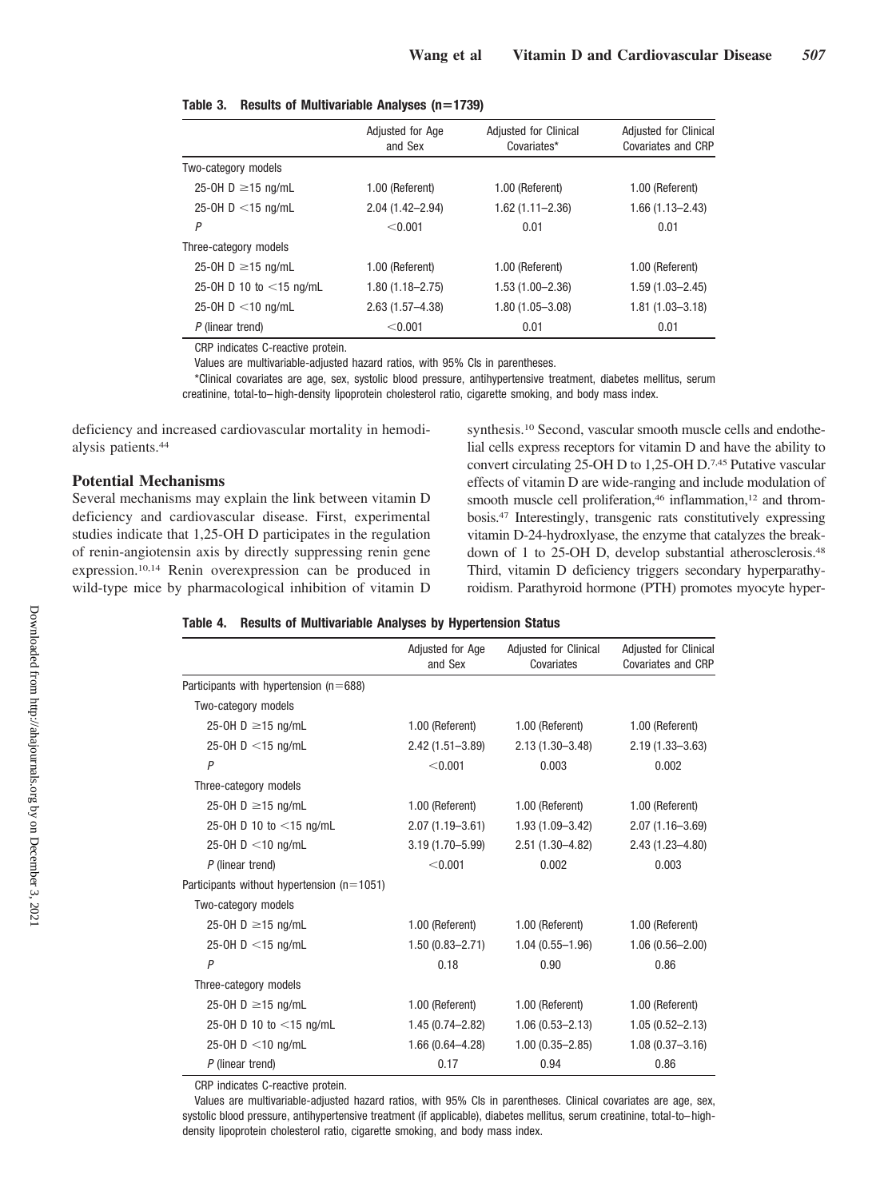**Table 3. Results of Multivariable Analyses (n=1739)**

| | Adjusted for Age and Sex | Adjusted for Clinical Covariates* | Adjusted for Clinical Covariates and CRP |
|---|---|---|---|
| Two-category models | | | |
| 25-OH D ≥15 ng/mL | 1.00 (Referent) | 1.00 (Referent) | 1.00 (Referent) |
| 25-OH D <15 ng/mL | 2.04 (1.42–2.94) | 1.62 (1.11–2.36) | 1.66 (1.13–2.43) |
| *P* | <0.001 | 0.01 | 0.01 |
| Three-category models | | | |
| 25-OH D ≥15 ng/mL | 1.00 (Referent) | 1.00 (Referent) | 1.00 (Referent) |
| 25-OH D 10 to <15 ng/mL | 1.80 (1.18–2.75) | 1.53 (1.00–2.36) | 1.59 (1.03–2.45) |
| 25-OH D <10 ng/mL | 2.63 (1.57–4.38) | 1.80 (1.05–3.08) | 1.81 (1.03–3.18) |
| *P* (linear trend) | <0.001 | 0.01 | 0.01 |

CRP indicates C-reactive protein.

Values are multivariable-adjusted hazard ratios, with 95% CIs in parentheses.

*Clinical covariates are age, sex, systolic blood pressure, antihypertensive treatment, diabetes mellitus, serum creatinine, total-to–high-density lipoprotein cholesterol ratio, cigarette smoking, and body mass index.

deficiency and increased cardiovascular mortality in hemodialysis patients.[44]

## Potential Mechanisms

Several mechanisms may explain the link between vitamin D deficiency and cardiovascular disease. First, experimental studies indicate that 1,25-OH D participates in the regulation of renin-angiotensin axis by directly suppressing renin gene expression.[10,14] Renin overexpression can be produced in wild-type mice by pharmacological inhibition of vitamin D synthesis.[10] Second, vascular smooth muscle cells and endothelial cells express receptors for vitamin D and have the ability to convert circulating 25-OH D to 1,25-OH D.[7,45] Putative vascular effects of vitamin D are wide-ranging and include modulation of smooth muscle cell proliferation,[46] inflammation,[12] and thrombosis.[47] Interestingly, transgenic rats constitutively expressing vitamin D-24-hydroxlyase, the enzyme that catalyzes the breakdown of 1 to 25-OH D, develop substantial atherosclerosis.[48] Third, vitamin D deficiency triggers secondary hyperparathyroidism. Parathyroid hormone (PTH) promotes myocyte hyper-

**Table 4. Results of Multivariable Analyses by Hypertension Status**

| | Adjusted for Age and Sex | Adjusted for Clinical Covariates | Adjusted for Clinical Covariates and CRP |
|---|---|---|---|
| Participants with hypertension (n=688) | | | |
| Two-category models | | | |
| 25-OH D ≥15 ng/mL | 1.00 (Referent) | 1.00 (Referent) | 1.00 (Referent) |
| 25-OH D <15 ng/mL | 2.42 (1.51–3.89) | 2.13 (1.30–3.48) | 2.19 (1.33–3.63) |
| *P* | <0.001 | 0.003 | 0.002 |
| Three-category models | | | |
| 25-OH D ≥15 ng/mL | 1.00 (Referent) | 1.00 (Referent) | 1.00 (Referent) |
| 25-OH D 10 to <15 ng/mL | 2.07 (1.19–3.61) | 1.93 (1.09–3.42) | 2.07 (1.16–3.69) |
| 25-OH D <10 ng/mL | 3.19 (1.70–5.99) | 2.51 (1.30–4.82) | 2.43 (1.23–4.80) |
| *P* (linear trend) | <0.001 | 0.002 | 0.003 |
| Participants without hypertension (n=1051) | | | |
| Two-category models | | | |
| 25-OH D ≥15 ng/mL | 1.00 (Referent) | 1.00 (Referent) | 1.00 (Referent) |
| 25-OH D <15 ng/mL | 1.50 (0.83–2.71) | 1.04 (0.55–1.96) | 1.06 (0.56–2.00) |
| *P* | 0.18 | 0.90 | 0.86 |
| Three-category models | | | |
| 25-OH D ≥15 ng/mL | 1.00 (Referent) | 1.00 (Referent) | 1.00 (Referent) |
| 25-OH D 10 to <15 ng/mL | 1.45 (0.74–2.82) | 1.06 (0.53–2.13) | 1.05 (0.52–2.13) |
| 25-OH D <10 ng/mL | 1.66 (0.64–4.28) | 1.00 (0.35–2.85) | 1.08 (0.37–3.16) |
| *P* (linear trend) | 0.17 | 0.94 | 0.86 |

CRP indicates C-reactive protein.

Values are multivariable-adjusted hazard ratios, with 95% CIs in parentheses. Clinical covariates are age, sex, systolic blood pressure, antihypertensive treatment (if applicable), diabetes mellitus, serum creatinine, total-to–high-density lipoprotein cholesterol ratio, cigarette smoking, and body mass index.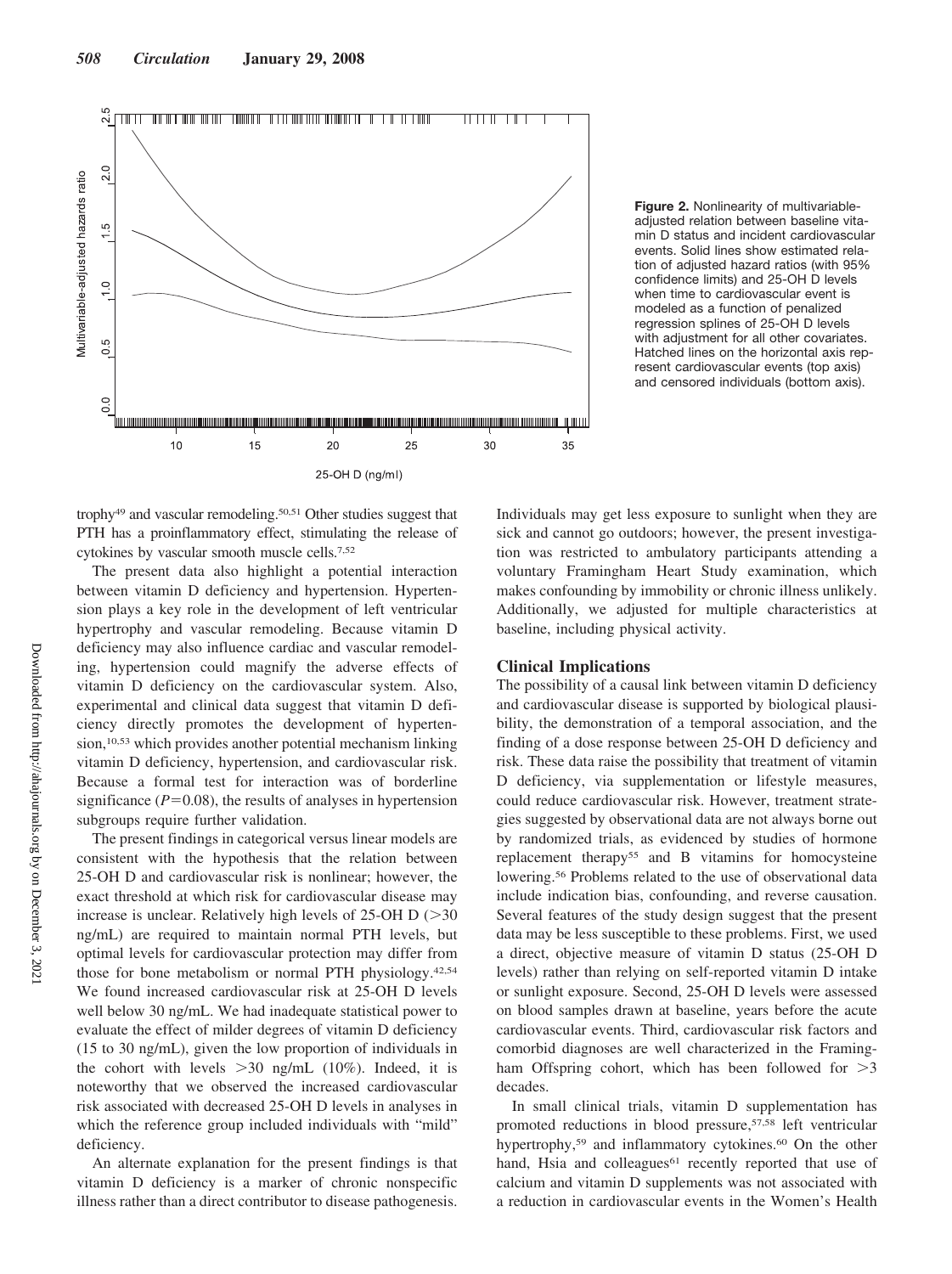**Figure 2.** Nonlinearity of multivariable-adjusted relation between baseline vitamin D status and incident cardiovascular events. Solid lines show estimated relation of adjusted hazard ratios (with 95% confidence limits) and 25-OH D levels when time to cardiovascular event is modeled as a function of penalized regression splines of 25-OH D levels with adjustment for all other covariates. Hatched lines on the horizontal axis represent cardiovascular events (top axis) and censored individuals (bottom axis).

trophy[49] and vascular remodeling.[50,51] Other studies suggest that PTH has a proinflammatory effect, stimulating the release of cytokines by vascular smooth muscle cells.[7,52]

The present data also highlight a potential interaction between vitamin D deficiency and hypertension. Hypertension plays a key role in the development of left ventricular hypertrophy and vascular remodeling. Because vitamin D deficiency may also influence cardiac and vascular remodeling, hypertension could magnify the adverse effects of vitamin D deficiency on the cardiovascular system. Also, experimental and clinical data suggest that vitamin D deficiency directly promotes the development of hypertension,[10,53] which provides another potential mechanism linking vitamin D deficiency, hypertension, and cardiovascular risk. Because a formal test for interaction was of borderline significance ($P=0.08$), the results of analyses in hypertension subgroups require further validation.

The present findings in categorical versus linear models are consistent with the hypothesis that the relation between 25-OH D and cardiovascular risk is nonlinear; however, the exact threshold at which risk for cardiovascular disease may increase is unclear. Relatively high levels of 25-OH D (>30 ng/mL) are required to maintain normal PTH levels, but optimal levels for cardiovascular protection may differ from those for bone metabolism or normal PTH physiology.[42,54] We found increased cardiovascular risk at 25-OH D levels well below 30 ng/mL. We had inadequate statistical power to evaluate the effect of milder degrees of vitamin D deficiency (15 to 30 ng/mL), given the low proportion of individuals in the cohort with levels >30 ng/mL (10%). Indeed, it is noteworthy that we observed the increased cardiovascular risk associated with decreased 25-OH D levels in analyses in which the reference group included individuals with "mild" deficiency.

An alternate explanation for the present findings is that vitamin D deficiency is a marker of chronic nonspecific illness rather than a direct contributor to disease pathogenesis. Individuals may get less exposure to sunlight when they are sick and cannot go outdoors; however, the present investigation was restricted to ambulatory participants attending a voluntary Framingham Heart Study examination, which makes confounding by immobility or chronic illness unlikely. Additionally, we adjusted for multiple characteristics at baseline, including physical activity.

## Clinical Implications

The possibility of a causal link between vitamin D deficiency and cardiovascular disease is supported by biological plausibility, the demonstration of a temporal association, and the finding of a dose response between 25-OH D deficiency and risk. These data raise the possibility that treatment of vitamin D deficiency, via supplementation or lifestyle measures, could reduce cardiovascular risk. However, treatment strategies suggested by observational data are not always borne out by randomized trials, as evidenced by studies of hormone replacement therapy[55] and B vitamins for homocysteine lowering.[56] Problems related to the use of observational data include indication bias, confounding, and reverse causation. Several features of the study design suggest that the present data may be less susceptible to these problems. First, we used a direct, objective measure of vitamin D status (25-OH D levels) rather than relying on self-reported vitamin D intake or sunlight exposure. Second, 25-OH D levels were assessed on blood samples drawn at baseline, years before the acute cardiovascular events. Third, cardiovascular risk factors and comorbid diagnoses are well characterized in the Framingham Offspring cohort, which has been followed for >3 decades.

In small clinical trials, vitamin D supplementation has promoted reductions in blood pressure,[57,58] left ventricular hypertrophy,[59] and inflammatory cytokines.[60] On the other hand, Hsia and colleagues[61] recently reported that use of calcium and vitamin D supplements was not associated with a reduction in cardiovascular events in the Women's Health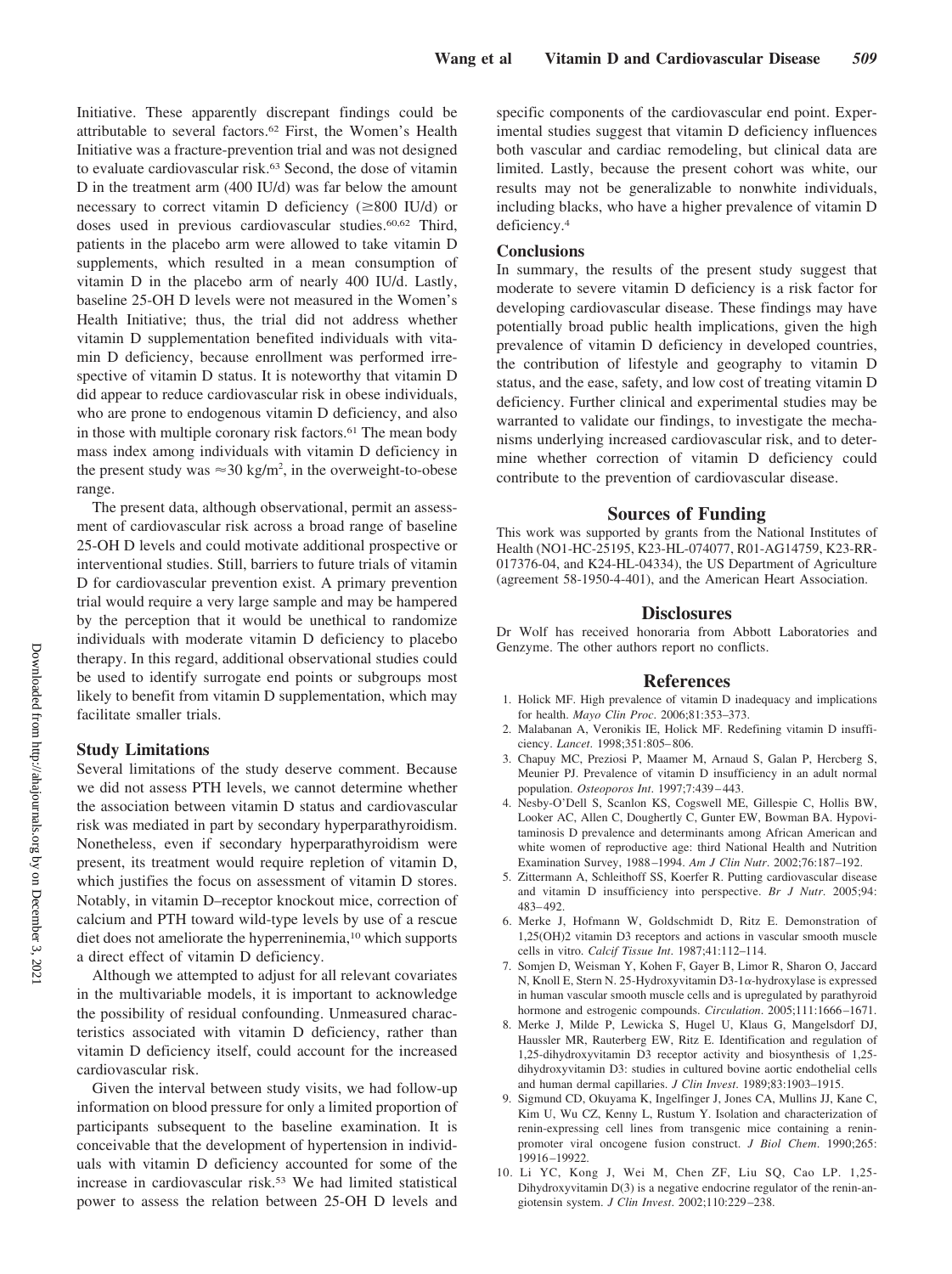Initiative. These apparently discrepant findings could be attributable to several factors.[62] First, the Women's Health Initiative was a fracture-prevention trial and was not designed to evaluate cardiovascular risk.[63] Second, the dose of vitamin D in the treatment arm (400 IU/d) was far below the amount necessary to correct vitamin D deficiency (≥800 IU/d) or doses used in previous cardiovascular studies.[60,62] Third, patients in the placebo arm were allowed to take vitamin D supplements, which resulted in a mean consumption of vitamin D in the placebo arm of nearly 400 IU/d. Lastly, baseline 25-OH D levels were not measured in the Women's Health Initiative; thus, the trial did not address whether vitamin D supplementation benefited individuals with vitamin D deficiency, because enrollment was performed irrespective of vitamin D status. It is noteworthy that vitamin D did appear to reduce cardiovascular risk in obese individuals, who are prone to endogenous vitamin D deficiency, and also in those with multiple coronary risk factors.[61] The mean body mass index among individuals with vitamin D deficiency in the present study was ≈30 kg/m$^2$, in the overweight-to-obese range.

The present data, although observational, permit an assessment of cardiovascular risk across a broad range of baseline 25-OH D levels and could motivate additional prospective or interventional studies. Still, barriers to future trials of vitamin D for cardiovascular prevention exist. A primary prevention trial would require a very large sample and may be hampered by the perception that it would be unethical to randomize individuals with moderate vitamin D deficiency to placebo therapy. In this regard, additional observational studies could be used to identify surrogate end points or subgroups most likely to benefit from vitamin D supplementation, which may facilitate smaller trials.

### Study Limitations

Several limitations of the study deserve comment. Because we did not assess PTH levels, we cannot determine whether the association between vitamin D status and cardiovascular risk was mediated in part by secondary hyperparathyroidism. Nonetheless, even if secondary hyperparathyroidism were present, its treatment would require repletion of vitamin D, which justifies the focus on assessment of vitamin D stores. Notably, in vitamin D–receptor knockout mice, correction of calcium and PTH toward wild-type levels by use of a rescue diet does not ameliorate the hyperreninemia,[10] which supports a direct effect of vitamin D deficiency.

Although we attempted to adjust for all relevant covariates in the multivariable models, it is important to acknowledge the possibility of residual confounding. Unmeasured characteristics associated with vitamin D deficiency, rather than vitamin D deficiency itself, could account for the increased cardiovascular risk.

Given the interval between study visits, we had follow-up information on blood pressure for only a limited proportion of participants subsequent to the baseline examination. It is conceivable that the development of hypertension in individuals with vitamin D deficiency accounted for some of the increase in cardiovascular risk.[53] We had limited statistical power to assess the relation between 25-OH D levels and specific components of the cardiovascular end point. Experimental studies suggest that vitamin D deficiency influences both vascular and cardiac remodeling, but clinical data are limited. Lastly, because the present cohort was white, our results may not be generalizable to nonwhite individuals, including blacks, who have a higher prevalence of vitamin D deficiency.[4]

### Conclusions

In summary, the results of the present study suggest that moderate to severe vitamin D deficiency is a risk factor for developing cardiovascular disease. These findings may have potentially broad public health implications, given the high prevalence of vitamin D deficiency in developed countries, the contribution of lifestyle and geography to vitamin D status, and the ease, safety, and low cost of treating vitamin D deficiency. Further clinical and experimental studies may be warranted to validate our findings, to investigate the mechanisms underlying increased cardiovascular risk, and to determine whether correction of vitamin D deficiency could contribute to the prevention of cardiovascular disease.

## Sources of Funding

This work was supported by grants from the National Institutes of Health (NO1-HC-25195, K23-HL-074077, R01-AG14759, K23-RR-017376-04, and K24-HL-04334), the US Department of Agriculture (agreement 58-1950-4-401), and the American Heart Association.

## Disclosures

Dr Wolf has received honoraria from Abbott Laboratories and Genzyme. The other authors report no conflicts.

## References

1. Holick MF. High prevalence of vitamin D inadequacy and implications for health. *Mayo Clin Proc*. 2006;81:353–373.
2. Malabanan A, Veronikis IE, Holick MF. Redefining vitamin D insufficiency. *Lancet*. 1998;351:805–806.
3. Chapuy MC, Preziosi P, Maamer M, Arnaud S, Galan P, Hercberg S, Meunier PJ. Prevalence of vitamin D insufficiency in an adult normal population. *Osteoporos Int*. 1997;7:439–443.
4. Nesby-O'Dell S, Scanlon KS, Cogswell ME, Gillespie C, Hollis BW, Looker AC, Allen C, Doughertly C, Gunter EW, Bowman BA. Hypovitaminosis D prevalence and determinants among African American and white women of reproductive age: third National Health and Nutrition Examination Survey, 1988–1994. *Am J Clin Nutr*. 2002;76:187–192.
5. Zittermann A, Schleithoff SS, Koerfer R. Putting cardiovascular disease and vitamin D insufficiency into perspective. *Br J Nutr*. 2005;94: 483–492.
6. Merke J, Hofmann W, Goldschmidt D, Ritz E. Demonstration of 1,25(OH)2 vitamin D3 receptors and actions in vascular smooth muscle cells in vitro. *Calcif Tissue Int*. 1987;41:112–114.
7. Somjen D, Weisman Y, Kohen F, Gayer B, Limor R, Sharon O, Jaccard N, Knoll E, Stern N. 25-Hydroxyvitamin D3-1$\alpha$-hydroxylase is expressed in human vascular smooth muscle cells and is upregulated by parathyroid hormone and estrogenic compounds. *Circulation*. 2005;111:1666–1671.
8. Merke J, Milde P, Lewicka S, Hugel U, Klaus G, Mangelsdorf DJ, Haussler MR, Rauterberg EW, Ritz E. Identification and regulation of 1,25-dihydroxyvitamin D3 receptor activity and biosynthesis of 1,25-dihydroxyvitamin D3: studies in cultured bovine aortic endothelial cells and human dermal capillaries. *J Clin Invest*. 1989;83:1903–1915.
9. Sigmund CD, Okuyama K, Ingelfinger J, Jones CA, Mullins JJ, Kane C, Kim U, Wu CZ, Kenny L, Rustum Y. Isolation and characterization of renin-expressing cell lines from transgenic mice containing a renin-promoter viral oncogene fusion construct. *J Biol Chem*. 1990;265: 19916–19922.
10. Li YC, Kong J, Wei M, Chen ZF, Liu SQ, Cao LP. 1,25-Dihydroxyvitamin D(3) is a negative endocrine regulator of the renin-angiotensin system. *J Clin Invest*. 2002;110:229–238.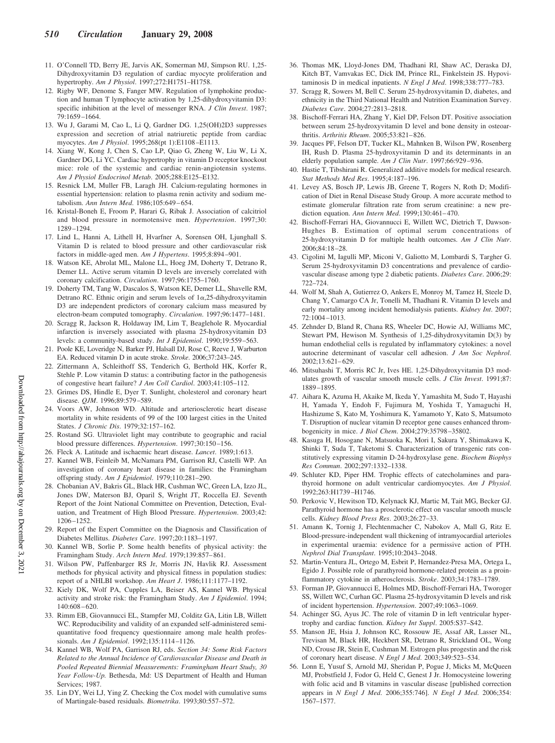11. O'Connell TD, Berry JE, Jarvis AK, Somerman MJ, Simpson RU. 1,25-Dihydroxyvitamin D3 regulation of cardiac myocyte proliferation and hypertrophy. *Am J Physiol*. 1997;272:H1751–H1758.
12. Rigby WF, Denome S, Fanger MW. Regulation of lymphokine production and human T lymphocyte activation by 1,25-dihydroxyvitamin D3: specific inhibition at the level of messenger RNA. *J Clin Invest*. 1987; 79:1659–1664.
13. Wu J, Garami M, Cao L, Li Q, Gardner DG. 1,25(OH)2D3 suppresses expression and secretion of atrial natriuretic peptide from cardiac myocytes. *Am J Physiol*. 1995;268(pt 1):E1108–E1113.
14. Xiang W, Kong J, Chen S, Cao LP, Qiao G, Zheng W, Liu W, Li X, Gardner DG, Li YC. Cardiac hypertrophy in vitamin D receptor knockout mice: role of the systemic and cardiac renin-angiotensin systems. *Am J Physiol Endocrinol Metab*. 2005;288:E125–E132.
15. Resnick LM, Muller FB, Laragh JH. Calcium-regulating hormones in essential hypertension: relation to plasma renin activity and sodium metabolism. *Ann Intern Med*. 1986;105:649–654.
16. Kristal-Boneh E, Froom P, Harari G, Ribak J. Association of calcitriol and blood pressure in normotensive men. *Hypertension*. 1997;30: 1289–1294.
17. Lind L, Hanni A, Lithell H, Hvarfner A, Sorensen OH, Ljunghall S. Vitamin D is related to blood pressure and other cardiovascular risk factors in middle-aged men. *Am J Hypertens*. 1995;8:894–901.
18. Watson KE, Abrolat ML, Malone LL, Hoeg JM, Doherty T, Detrano R, Demer LL. Active serum vitamin D levels are inversely correlated with coronary calcification. *Circulation*. 1997;96:1755–1760.
19. Doherty TM, Tang W, Dascalos S, Watson KE, Demer LL, Shavelle RM, Detrano RC. Ethnic origin and serum levels of 1$\alpha$,25-dihydroxyvitamin D3 are independent predictors of coronary calcium mass measured by electron-beam computed tomography. *Circulation*. 1997;96:1477–1481.
20. Scragg R, Jackson R, Holdaway IM, Lim T, Beaglehole R. Myocardial infarction is inversely associated with plasma 25-hydroxyvitamin D3 levels: a community-based study. *Int J Epidemiol*. 1990;19:559–563.
21. Poole KE, Loveridge N, Barker PJ, Halsall DJ, Rose C, Reeve J, Warburton EA. Reduced vitamin D in acute stroke. *Stroke*. 2006;37:243–245.
22. Zittermann A, Schleithoff SS, Tenderich G, Berthold HK, Korfer R, Stehle P. Low vitamin D status: a contributing factor in the pathogenesis of congestive heart failure? *J Am Coll Cardiol*. 2003;41:105–112.
23. Grimes DS, Hindle E, Dyer T. Sunlight, cholesterol and coronary heart disease. *QJM*. 1996;89:579–589.
24. Voors AW, Johnson WD. Altitude and arteriosclerotic heart disease mortality in white residents of 99 of the 100 largest cities in the United States. *J Chronic Dis*. 1979;32:157–162.
25. Rostand SG. Ultraviolet light may contribute to geographic and racial blood pressure differences. *Hypertension*. 1997;30:150–156.
26. Fleck A. Latitude and ischaemic heart disease. *Lancet*. 1989;1:613.
27. Kannel WB, Feinleib M, McNamara PM, Garrison RJ, Castelli WP. An investigation of coronary heart disease in families: the Framingham offspring study. *Am J Epidemiol*. 1979;110:281–290.
28. Chobanian AV, Bakris GL, Black HR, Cushman WC, Green LA, Izzo JL, Jones DW, Materson BJ, Oparil S, Wright JT, Roccella EJ. Seventh Report of the Joint National Committee on Prevention, Detection, Evaluation, and Treatment of High Blood Pressure. *Hypertension*. 2003;42: 1206–1252.
29. Report of the Expert Committee on the Diagnosis and Classification of Diabetes Mellitus. *Diabetes Care*. 1997;20:1183–1197.
30. Kannel WB, Sorlie P. Some health benefits of physical activity: the Framingham Study. *Arch Intern Med*. 1979;139:857–861.
31. Wilson PW, Paffenbarger RS Jr, Morris JN, Havlik RJ. Assessment methods for physical activity and physical fitness in population studies: report of a NHLBI workshop. *Am Heart J*. 1986;111:1177–1192.
32. Kiely DK, Wolf PA, Cupples LA, Beiser AS, Kannel WB. Physical activity and stroke risk: the Framingham Study. *Am J Epidemiol*. 1994; 140:608–620.
33. Rimm EB, Giovannucci EL, Stampfer MJ, Colditz GA, Litin LB, Willett WC. Reproducibility and validity of an expanded self-administered semi-quantitative food frequency questionnaire among male health professionals. *Am J Epidemiol*. 1992;135:1114–1126.
34. Kannel WB, Wolf PA, Garrison RJ, eds. *Section 34: Some Risk Factors Related to the Annual Incidence of Cardiovascular Disease and Death in Pooled Repeated Biennial Measurements: Framingham Heart Study, 30 Year Follow-Up.* Bethesda, Md: US Department of Health and Human Services; 1987.
35. Lin DY, Wei LJ, Ying Z. Checking the Cox model with cumulative sums of Martingale-based residuals. *Biometrika*. 1993;80:557–572.
36. Thomas MK, Lloyd-Jones DM, Thadhani RI, Shaw AC, Deraska DJ, Kitch BT, Vamvakas EC, Dick IM, Prince RL, Finkelstein JS. Hypovitaminosis D in medical inpatients. *N Engl J Med*. 1998;338:777–783.
37. Scragg R, Sowers M, Bell C. Serum 25-hydroxyvitamin D, diabetes, and ethnicity in the Third National Health and Nutrition Examination Survey. *Diabetes Care*. 2004;27:2813–2818.
38. Bischoff-Ferrari HA, Zhang Y, Kiel DP, Felson DT. Positive association between serum 25-hydroxyvitamin D level and bone density in osteoarthritis. *Arthritis Rheum*. 2005;53:821–826.
39. Jacques PF, Felson DT, Tucker KL, Mahnken B, Wilson PW, Rosenberg IH, Rush D. Plasma 25-hydroxyvitamin D and its determinants in an elderly population sample. *Am J Clin Nutr*. 1997;66:929–936.
40. Hastie T, Tibshirani R. Generalized additive models for medical research. *Stat Methods Med Res*. 1995;4:187–196.
41. Levey AS, Bosch JP, Lewis JB, Greene T, Rogers N, Roth D; Modification of Diet in Renal Disease Study Group. A more accurate method to estimate glomerular filtration rate from serum creatinine: a new prediction equation. *Ann Intern Med*. 1999;130:461–470.
42. Bischoff-Ferrari HA, Giovannucci E, Willett WC, Dietrich T, Dawson-Hughes B. Estimation of optimal serum concentrations of 25-hydroxyvitamin D for multiple health outcomes. *Am J Clin Nutr*. 2006;84:18–28.
43. Cigolini M, Iagulli MP, Miconi V, Galiotto M, Lombardi S, Targher G. Serum 25-hydroxyvitamin D3 concentrations and prevalence of cardiovascular disease among type 2 diabetic patients. *Diabetes Care*. 2006;29: 722–724.
44. Wolf M, Shah A, Gutierrez O, Ankers E, Monroy M, Tamez H, Steele D, Chang Y, Camargo CA Jr, Tonelli M, Thadhani R. Vitamin D levels and early mortality among incident hemodialysis patients. *Kidney Int*. 2007; 72:1004–1013.
45. Zehnder D, Bland R, Chana RS, Wheeler DC, Howie AJ, Williams MC, Stewart PM, Hewison M. Synthesis of 1,25-dihydroxyvitamin D(3) by human endothelial cells is regulated by inflammatory cytokines: a novel autocrine determinant of vascular cell adhesion. *J Am Soc Nephrol*. 2002;13:621–629.
46. Mitsuhashi T, Morris RC Jr, Ives HE. 1,25-Dihydroxyvitamin D3 modulates growth of vascular smooth muscle cells. *J Clin Invest*. 1991;87: 1889–1895.
47. Aihara K, Azuma H, Akaike M, Ikeda Y, Yamashita M, Sudo T, Hayashi H, Yamada Y, Endoh F, Fujimura M, Yoshida T, Yamaguchi H, Hashizume S, Kato M, Yoshimura K, Yamamoto Y, Kato S, Matsumoto T. Disruption of nuclear vitamin D receptor gene causes enhanced thrombogenicity in mice. *J Biol Chem*. 2004;279:35798–35802.
48. Kasuga H, Hosogane N, Matsuoka K, Mori I, Sakura Y, Shimakawa K, Shinki T, Suda T, Taketomi S. Characterization of transgenic rats constitutively expressing vitamin D-24-hydroxylase gene. *Biochem Biophys Res Commun*. 2002;297:1332–1338.
49. Schluter KD, Piper HM. Trophic effects of catecholamines and parathyroid hormone on adult ventricular cardiomyocytes. *Am J Physiol*. 1992;263:H1739–H1746.
50. Perkovic V, Hewitson TD, Kelynack KJ, Martic M, Tait MG, Becker GJ. Parathyroid hormone has a prosclerotic effect on vascular smooth muscle cells. *Kidney Blood Press Res*. 2003;26:27–33.
51. Amann K, Tornig J, Flechtenmacher C, Nabokov A, Mall G, Ritz E. Blood-pressure-independent wall thickening of intramyocardial arterioles in experimental uraemia: evidence for a permissive action of PTH. *Nephrol Dial Transplant*. 1995;10:2043–2048.
52. Martin-Ventura JL, Ortego M, Esbrit P, Hernandez-Presa MA, Ortega L, Egido J. Possible role of parathyroid hormone-related protein as a proinflammatory cytokine in atherosclerosis. *Stroke*. 2003;34:1783–1789.
53. Forman JP, Giovannucci E, Holmes MD, Bischoff-Ferrari HA, Tworoger SS, Willett WC, Curhan GC. Plasma 25-hydroxyvitamin D levels and risk of incident hypertension. *Hypertension*. 2007;49:1063–1069.
54. Achinger SG, Ayus JC. The role of vitamin D in left ventricular hypertrophy and cardiac function. *Kidney Int Suppl*. 2005:S37–S42.
55. Manson JE, Hsia J, Johnson KC, Rossouw JE, Assaf AR, Lasser NL, Trevisan M, Black HR, Heckbert SR, Detrano R, Strickland OL, Wong ND, Crouse JR, Stein E, Cushman M. Estrogen plus progestin and the risk of coronary heart disease. *N Engl J Med*. 2003;349:523–534.
56. Lonn E, Yusuf S, Arnold MJ, Sheridan P, Pogue J, Micks M, McQueen MJ, Probstfield J, Fodor G, Held C, Genest J Jr. Homocysteine lowering with folic acid and B vitamins in vascular disease [published correction appears in *N Engl J Med*. 2006;355:746]. *N Engl J Med*. 2006;354: 1567–1577.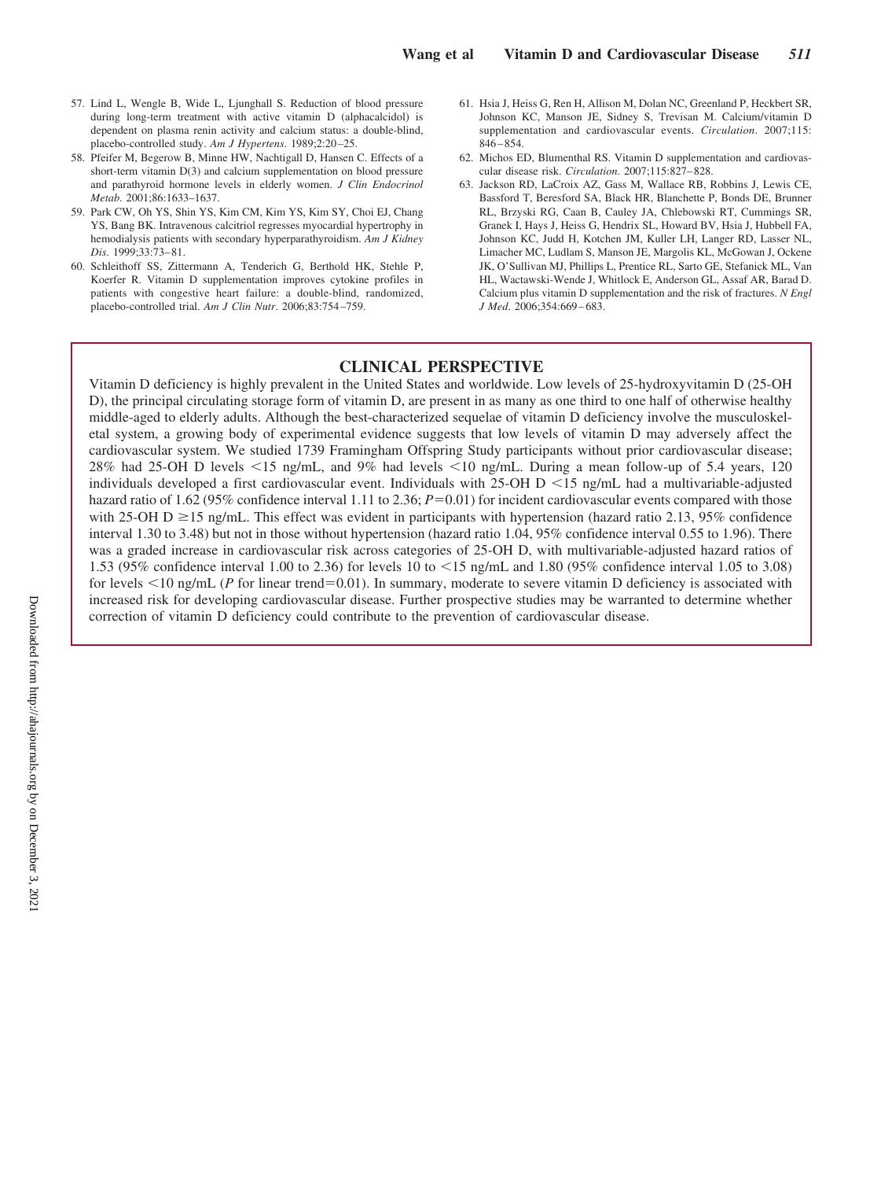57. Lind L, Wengle B, Wide L, Ljunghall S. Reduction of blood pressure during long-term treatment with active vitamin D (alphacalcidol) is dependent on plasma renin activity and calcium status: a double-blind, placebo-controlled study. *Am J Hypertens*. 1989;2:20–25.
58. Pfeifer M, Begerow B, Minne HW, Nachtigall D, Hansen C. Effects of a short-term vitamin D(3) and calcium supplementation on blood pressure and parathyroid hormone levels in elderly women. *J Clin Endocrinol Metab*. 2001;86:1633–1637.
59. Park CW, Oh YS, Shin YS, Kim CM, Kim YS, Kim SY, Choi EJ, Chang YS, Bang BK. Intravenous calcitriol regresses myocardial hypertrophy in hemodialysis patients with secondary hyperparathyroidism. *Am J Kidney Dis*. 1999;33:73–81.
60. Schleithoff SS, Zittermann A, Tenderich G, Berthold HK, Stehle P, Koerfer R. Vitamin D supplementation improves cytokine profiles in patients with congestive heart failure: a double-blind, randomized, placebo-controlled trial. *Am J Clin Nutr*. 2006;83:754–759.
61. Hsia J, Heiss G, Ren H, Allison M, Dolan NC, Greenland P, Heckbert SR, Johnson KC, Manson JE, Sidney S, Trevisan M. Calcium/vitamin D supplementation and cardiovascular events. *Circulation*. 2007;115:846–854.
62. Michos ED, Blumenthal RS. Vitamin D supplementation and cardiovascular disease risk. *Circulation*. 2007;115:827–828.
63. Jackson RD, LaCroix AZ, Gass M, Wallace RB, Robbins J, Lewis CE, Bassford T, Beresford SA, Black HR, Blanchette P, Bonds DE, Brunner RL, Brzyski RG, Caan B, Cauley JA, Chlebowski RT, Cummings SR, Granek I, Hays J, Heiss G, Hendrix SL, Howard BV, Hsia J, Hubbell FA, Johnson KC, Judd H, Kotchen JM, Kuller LH, Langer RD, Lasser NL, Limacher MC, Ludlam S, Manson JE, Margolis KL, McGowan J, Ockene JK, O'Sullivan MJ, Phillips L, Prentice RL, Sarto GE, Stefanick ML, Van HL, Wactawski-Wende J, Whitlock E, Anderson GL, Assaf AR, Barad D. Calcium plus vitamin D supplementation and the risk of fractures. *N Engl J Med*. 2006;354:669–683.

## CLINICAL PERSPECTIVE

Vitamin D deficiency is highly prevalent in the United States and worldwide. Low levels of 25-hydroxyvitamin D (25-OH D), the principal circulating storage form of vitamin D, are present in as many as one third to one half of otherwise healthy middle-aged to elderly adults. Although the best-characterized sequelae of vitamin D deficiency involve the musculoskeletal system, a growing body of experimental evidence suggests that low levels of vitamin D may adversely affect the cardiovascular system. We studied 1739 Framingham Offspring Study participants without prior cardiovascular disease; 28% had 25-OH D levels <15 ng/mL, and 9% had levels <10 ng/mL. During a mean follow-up of 5.4 years, 120 individuals developed a first cardiovascular event. Individuals with 25-OH D <15 ng/mL had a multivariable-adjusted hazard ratio of 1.62 (95% confidence interval 1.11 to 2.36; $P=0.01$) for incident cardiovascular events compared with those with 25-OH D ≥15 ng/mL. This effect was evident in participants with hypertension (hazard ratio 2.13, 95% confidence interval 1.30 to 3.48) but not in those without hypertension (hazard ratio 1.04, 95% confidence interval 0.55 to 1.96). There was a graded increase in cardiovascular risk across categories of 25-OH D, with multivariable-adjusted hazard ratios of 1.53 (95% confidence interval 1.00 to 2.36) for levels 10 to <15 ng/mL and 1.80 (95% confidence interval 1.05 to 3.08) for levels <10 ng/mL (*P* for linear trend=0.01). In summary, moderate to severe vitamin D deficiency is associated with increased risk for developing cardiovascular disease. Further prospective studies may be warranted to determine whether correction of vitamin D deficiency could contribute to the prevention of cardiovascular disease.